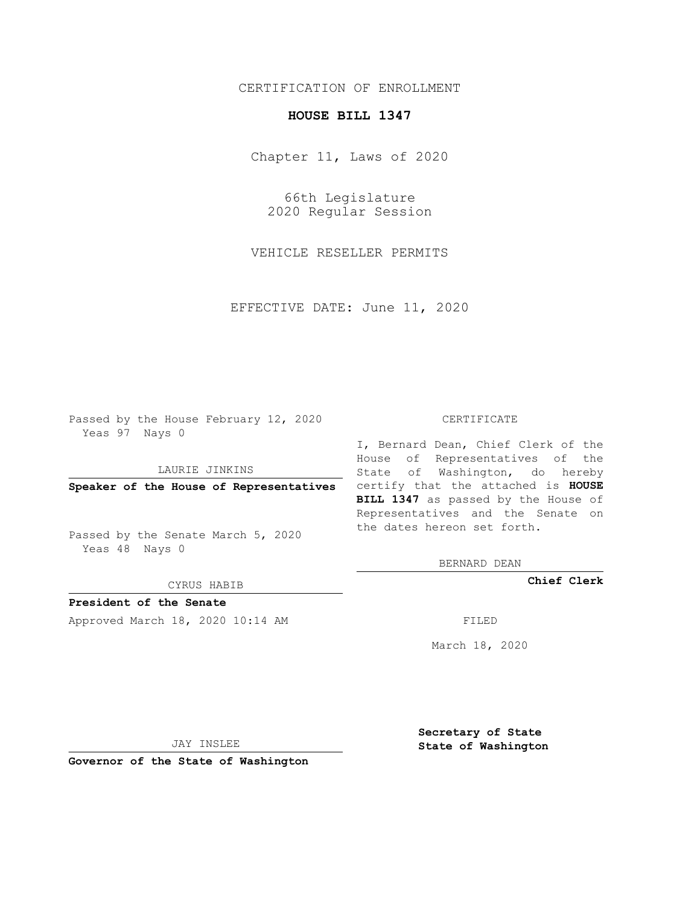CERTIFICATION OF ENROLLMENT

# HOUSE BILL 1347

Chapter 11, Laws of 2020

66th Legislature
2020 Regular Session

VEHICLE RESELLER PERMITS

EFFECTIVE DATE: June 11, 2020

Passed by the House February 12, 2020
Yeas 97 Nays 0

LAURIE JINKINS

**Speaker of the House of Representatives**

Passed by the Senate March 5, 2020
Yeas 48 Nays 0

CYRUS HABIB

**President of the Senate**

Approved March 18, 2020 10:14 AM

JAY INSLEE

**Governor of the State of Washington**

CERTIFICATE

I, Bernard Dean, Chief Clerk of the House of Representatives of the State of Washington, do hereby certify that the attached is **HOUSE BILL 1347** as passed by the House of Representatives and the Senate on the dates hereon set forth.

BERNARD DEAN

**Chief Clerk**

FILED

March 18, 2020

**Secretary of State**
**State of Washington**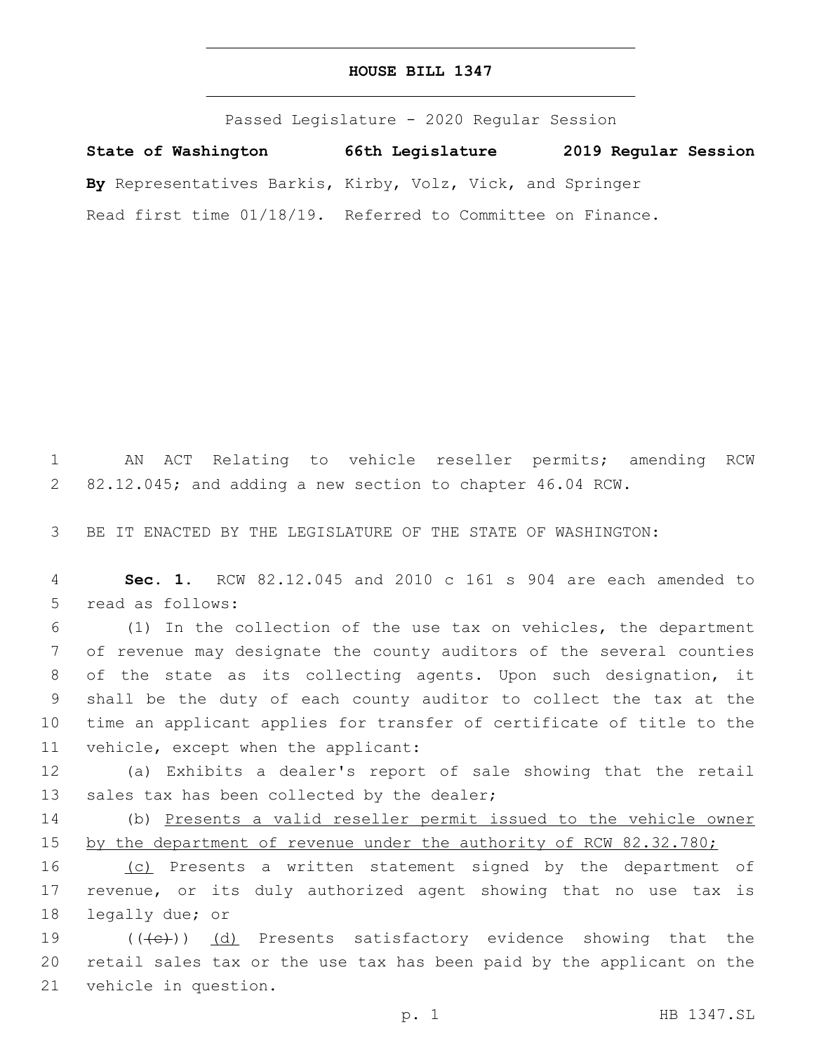# HOUSE BILL 1347

Passed Legislature - 2020 Regular Session

**State of Washington 66th Legislature 2019 Regular Session**

**By** Representatives Barkis, Kirby, Volz, Vick, and Springer

Read first time 01/18/19. Referred to Committee on Finance.

1 AN ACT Relating to vehicle reseller permits; amending RCW 2 82.12.045; and adding a new section to chapter 46.04 RCW.

3 BE IT ENACTED BY THE LEGISLATURE OF THE STATE OF WASHINGTON:

4 **Sec. 1.** RCW 82.12.045 and 2010 c 161 s 904 are each amended to 5 read as follows:

6 (1) In the collection of the use tax on vehicles, the department 7 of revenue may designate the county auditors of the several counties 8 of the state as its collecting agents. Upon such designation, it 9 shall be the duty of each county auditor to collect the tax at the 10 time an applicant applies for transfer of certificate of title to the 11 vehicle, except when the applicant:

12 (a) Exhibits a dealer's report of sale showing that the retail 13 sales tax has been collected by the dealer;

14 (b) Presents a valid reseller permit issued to the vehicle owner 15 by the department of revenue under the authority of RCW 82.32.780;

16 (c) Presents a written statement signed by the department of 17 revenue, or its duly authorized agent showing that no use tax is 18 legally due; or

19 ((~~(c)~~)) (d) Presents satisfactory evidence showing that the 20 retail sales tax or the use tax has been paid by the applicant on the 21 vehicle in question.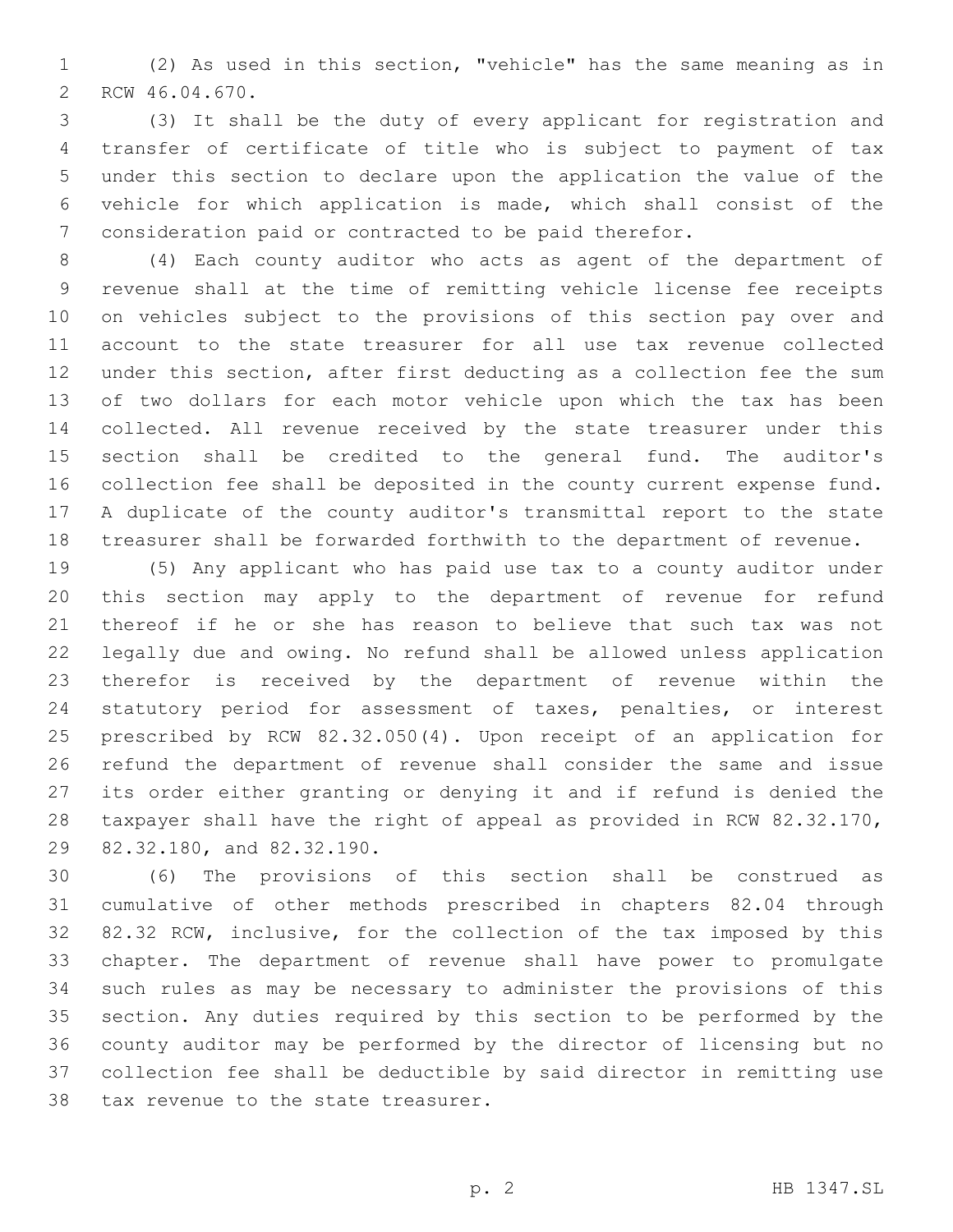(2) As used in this section, "vehicle" has the same meaning as in RCW 46.04.670.

(3) It shall be the duty of every applicant for registration and transfer of certificate of title who is subject to payment of tax under this section to declare upon the application the value of the vehicle for which application is made, which shall consist of the consideration paid or contracted to be paid therefor.

(4) Each county auditor who acts as agent of the department of revenue shall at the time of remitting vehicle license fee receipts on vehicles subject to the provisions of this section pay over and account to the state treasurer for all use tax revenue collected under this section, after first deducting as a collection fee the sum of two dollars for each motor vehicle upon which the tax has been collected. All revenue received by the state treasurer under this section shall be credited to the general fund. The auditor's collection fee shall be deposited in the county current expense fund. A duplicate of the county auditor's transmittal report to the state treasurer shall be forwarded forthwith to the department of revenue.

(5) Any applicant who has paid use tax to a county auditor under this section may apply to the department of revenue for refund thereof if he or she has reason to believe that such tax was not legally due and owing. No refund shall be allowed unless application therefor is received by the department of revenue within the statutory period for assessment of taxes, penalties, or interest prescribed by RCW 82.32.050(4). Upon receipt of an application for refund the department of revenue shall consider the same and issue its order either granting or denying it and if refund is denied the taxpayer shall have the right of appeal as provided in RCW 82.32.170, 82.32.180, and 82.32.190.

(6) The provisions of this section shall be construed as cumulative of other methods prescribed in chapters 82.04 through 82.32 RCW, inclusive, for the collection of the tax imposed by this chapter. The department of revenue shall have power to promulgate such rules as may be necessary to administer the provisions of this section. Any duties required by this section to be performed by the county auditor may be performed by the director of licensing but no collection fee shall be deductible by said director in remitting use tax revenue to the state treasurer.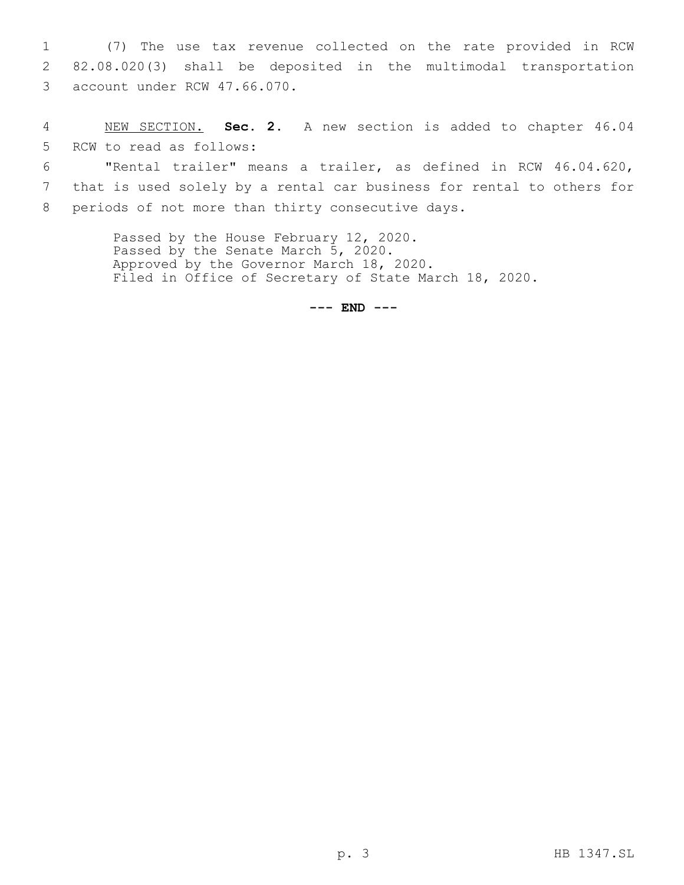(7) The use tax revenue collected on the rate provided in RCW 82.08.020(3) shall be deposited in the multimodal transportation account under RCW 47.66.070.

NEW SECTION. **Sec. 2.** A new section is added to chapter 46.04 RCW to read as follows:

"Rental trailer" means a trailer, as defined in RCW 46.04.620, that is used solely by a rental car business for rental to others for periods of not more than thirty consecutive days.

Passed by the House February 12, 2020.
Passed by the Senate March 5, 2020.
Approved by the Governor March 18, 2020.
Filed in Office of Secretary of State March 18, 2020.

**--- END ---**